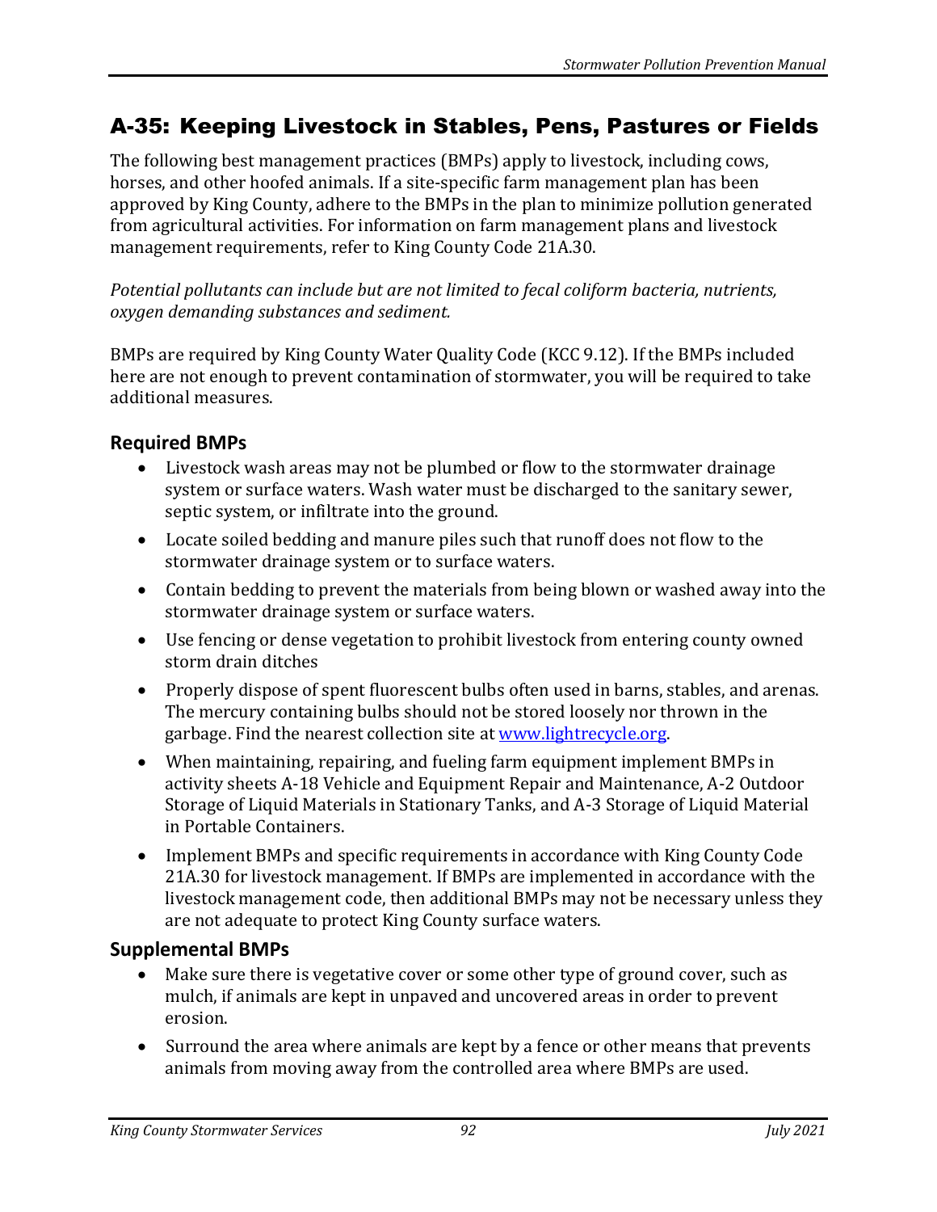## A-35: Keeping Livestock in Stables, Pens, Pastures or Fields

The following best management practices (BMPs) apply to livestock, including cows, horses, and other hoofed animals. If a site-specific farm management plan has been approved by King County, adhere to the BMPs in the plan to minimize pollution generated from agricultural activities. For information on farm management plans and livestock management requirements, refer to King County Code 21A.30.

*Potential pollutants can include but are not limited to fecal coliform bacteria, nutrients, oxygen demanding substances and sediment.*

BMPs are required by King County Water Quality Code (KCC 9.12). If the BMPs included here are not enough to prevent contamination of stormwater, you will be required to take additional measures.

### Required BMPs

- Livestock wash areas may not be plumbed or flow to the stormwater drainage system or surface waters. Wash water must be discharged to the sanitary sewer, septic system, or infiltrate into the ground.
- Locate soiled bedding and manure piles such that runoff does not flow to the stormwater drainage system or to surface waters.
- Contain bedding to prevent the materials from being blown or washed away into the stormwater drainage system or surface waters.
- Use fencing or dense vegetation to prohibit livestock from entering county owned storm drain ditches
- Properly dispose of spent fluorescent bulbs often used in barns, stables, and arenas. The mercury containing bulbs should not be stored loosely nor thrown in the garbage. Find the nearest collection site at [www.lightrecycle.org](http://www.lightrecycle.org).
- When maintaining, repairing, and fueling farm equipment implement BMPs in activity sheets A-18 Vehicle and Equipment Repair and Maintenance, A-2 Outdoor Storage of Liquid Materials in Stationary Tanks, and A-3 Storage of Liquid Material in Portable Containers.
- Implement BMPs and specific requirements in accordance with King County Code 21A.30 for livestock management. If BMPs are implemented in accordance with the livestock management code, then additional BMPs may not be necessary unless they are not adequate to protect King County surface waters.

### Supplemental BMPs

- Make sure there is vegetative cover or some other type of ground cover, such as mulch, if animals are kept in unpaved and uncovered areas in order to prevent erosion.
- Surround the area where animals are kept by a fence or other means that prevents animals from moving away from the controlled area where BMPs are used.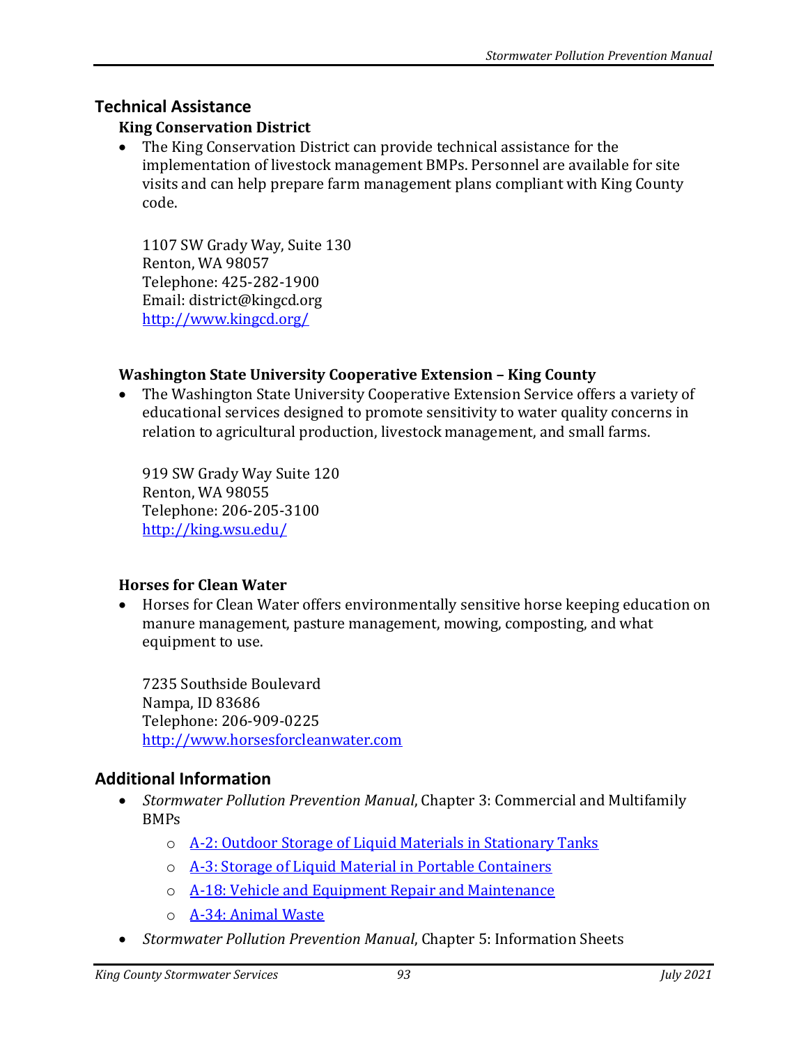## Technical Assistance

### King Conservation District

- The King Conservation District can provide technical assistance for the implementation of livestock management BMPs. Personnel are available for site visits and can help prepare farm management plans compliant with King County code.

  1107 SW Grady Way, Suite 130
  Renton, WA 98057
  Telephone: 425-282-1900
  Email: district@kingcd.org
  [http://www.kingcd.org/](http://www.kingcd.org/)

### Washington State University Cooperative Extension – King County

- The Washington State University Cooperative Extension Service offers a variety of educational services designed to promote sensitivity to water quality concerns in relation to agricultural production, livestock management, and small farms.

  919 SW Grady Way Suite 120
  Renton, WA 98055
  Telephone: 206-205-3100
  [http://king.wsu.edu/](http://king.wsu.edu/)

### Horses for Clean Water

- Horses for Clean Water offers environmentally sensitive horse keeping education on manure management, pasture management, mowing, composting, and what equipment to use.

  7235 Southside Boulevard
  Nampa, ID 83686
  Telephone: 206-909-0225
  [http://www.horsesforcleanwater.com](http://www.horsesforcleanwater.com)

## Additional Information

- *Stormwater Pollution Prevention Manual*, Chapter 3: Commercial and Multifamily BMPs
  - A-2: Outdoor Storage of Liquid Materials in Stationary Tanks
  - A-3: Storage of Liquid Material in Portable Containers
  - A-18: Vehicle and Equipment Repair and Maintenance
  - A-34: Animal Waste
- *Stormwater Pollution Prevention Manual*, Chapter 5: Information Sheets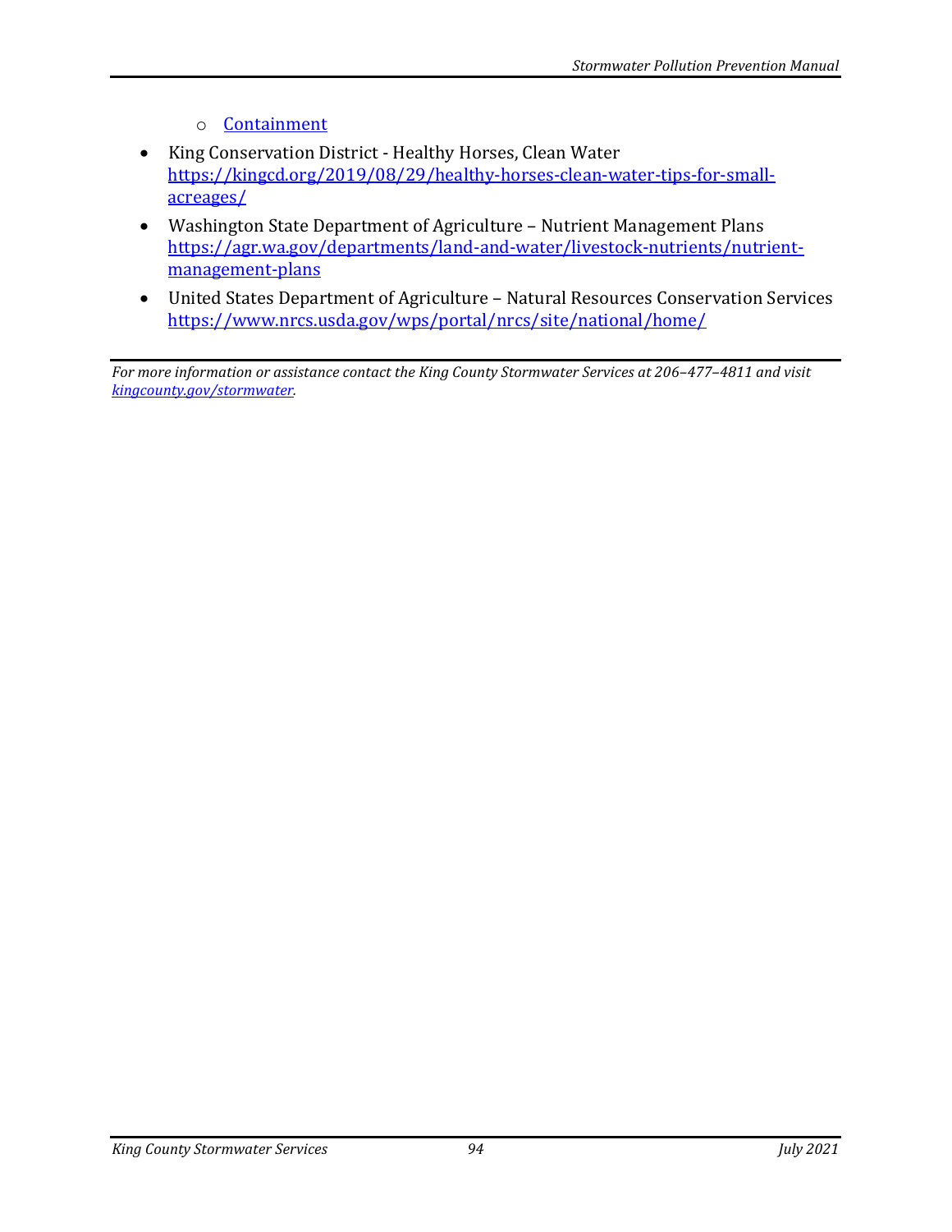- [Containment]()
- King Conservation District - Healthy Horses, Clean Water
  https://kingcd.org/2019/08/29/healthy-horses-clean-water-tips-for-small-acreages/
- Washington State Department of Agriculture – Nutrient Management Plans
  https://agr.wa.gov/departments/land-and-water/livestock-nutrients/nutrient-management-plans
- United States Department of Agriculture – Natural Resources Conservation Services
  https://www.nrcs.usda.gov/wps/portal/nrcs/site/national/home/

---

*For more information or assistance contact the King County Stormwater Services at 206–477–4811 and visit [kingcounty.gov/stormwater]().*